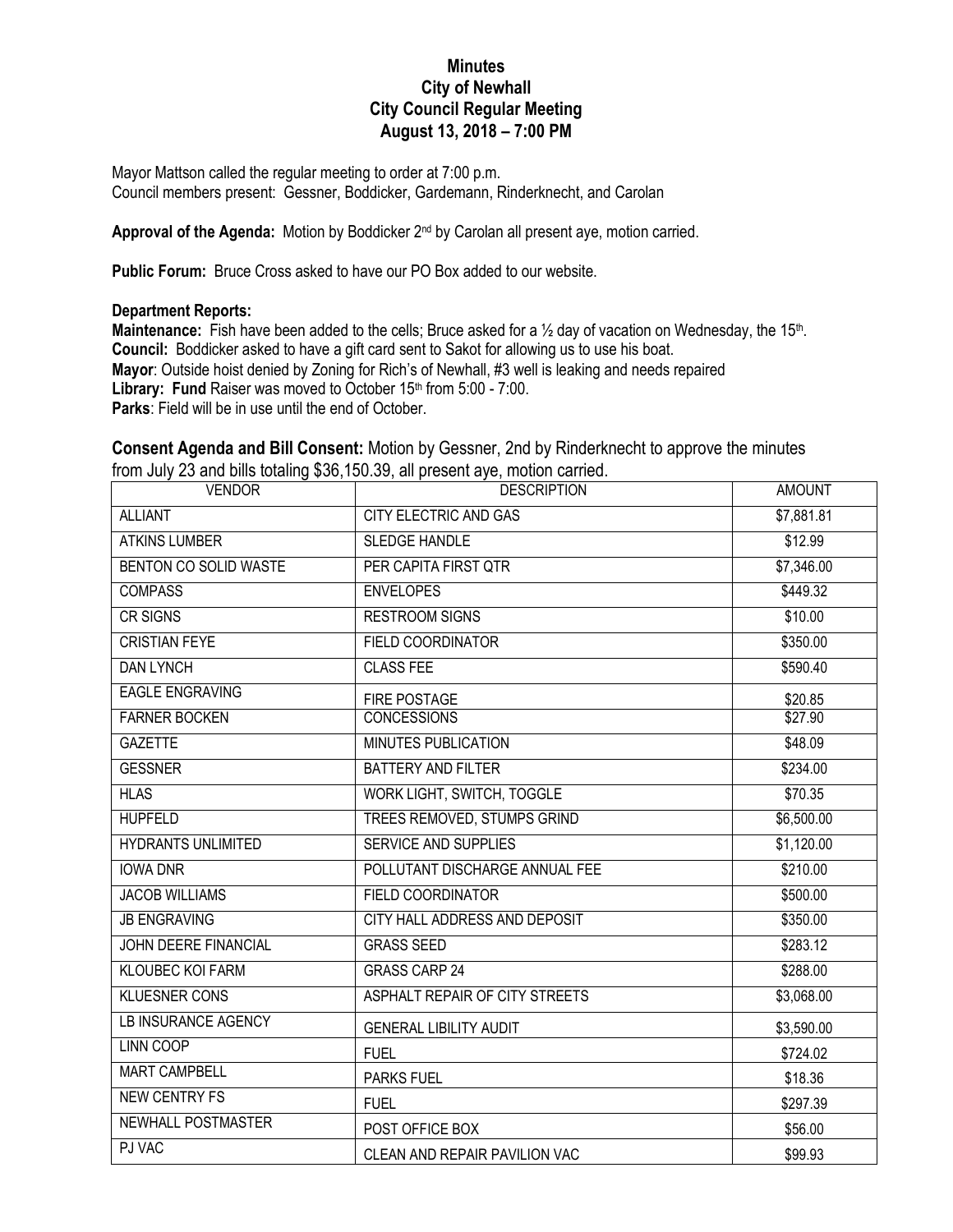# Minutes
## City of Newhall
## City Council Regular Meeting
## August 13, 2018 – 7:00 PM

Mayor Mattson called the regular meeting to order at 7:00 p.m.
Council members present: Gessner, Boddicker, Gardemann, Rinderknecht, and Carolan

**Approval of the Agenda:** Motion by Boddicker 2nd by Carolan all present aye, motion carried.

**Public Forum:** Bruce Cross asked to have our PO Box added to our website.

**Department Reports:**
**Maintenance:** Fish have been added to the cells; Bruce asked for a ½ day of vacation on Wednesday, the 15th.
**Council:** Boddicker asked to have a gift card sent to Sakot for allowing us to use his boat.
**Mayor**: Outside hoist denied by Zoning for Rich's of Newhall, #3 well is leaking and needs repaired
**Library: Fund** Raiser was moved to October 15th from 5:00 - 7:00.
**Parks**: Field will be in use until the end of October.

**Consent Agenda and Bill Consent:** Motion by Gessner, 2nd by Rinderknecht to approve the minutes from July 23 and bills totaling $36,150.39, all present aye, motion carried.

| VENDOR | DESCRIPTION | AMOUNT |
|---|---|---|
| ALLIANT | CITY ELECTRIC AND GAS | $7,881.81 |
| ATKINS LUMBER | SLEDGE HANDLE | $12.99 |
| BENTON CO SOLID WASTE | PER CAPITA FIRST QTR | $7,346.00 |
| COMPASS | ENVELOPES | $449.32 |
| CR SIGNS | RESTROOM SIGNS | $10.00 |
| CRISTIAN FEYE | FIELD COORDINATOR | $350.00 |
| DAN LYNCH | CLASS FEE | $590.40 |
| EAGLE ENGRAVING | FIRE POSTAGE | $20.85 |
| FARNER BOCKEN | CONCESSIONS | $27.90 |
| GAZETTE | MINUTES PUBLICATION | $48.09 |
| GESSNER | BATTERY AND FILTER | $234.00 |
| HLAS | WORK LIGHT, SWITCH, TOGGLE | $70.35 |
| HUPFELD | TREES REMOVED, STUMPS GRIND | $6,500.00 |
| HYDRANTS UNLIMITED | SERVICE AND SUPPLIES | $1,120.00 |
| IOWA DNR | POLLUTANT DISCHARGE ANNUAL FEE | $210.00 |
| JACOB WILLIAMS | FIELD COORDINATOR | $500.00 |
| JB ENGRAVING | CITY HALL ADDRESS AND DEPOSIT | $350.00 |
| JOHN DEERE FINANCIAL | GRASS SEED | $283.12 |
| KLOUBEC KOI FARM | GRASS CARP 24 | $288.00 |
| KLUESNER CONS | ASPHALT REPAIR OF CITY STREETS | $3,068.00 |
| LB INSURANCE AGENCY | GENERAL LIBILITY AUDIT | $3,590.00 |
| LINN COOP | FUEL | $724.02 |
| MART CAMPBELL | PARKS FUEL | $18.36 |
| NEW CENTRY FS | FUEL | $297.39 |
| NEWHALL POSTMASTER | POST OFFICE BOX | $56.00 |
| PJ VAC | CLEAN AND REPAIR PAVILION VAC | $99.93 |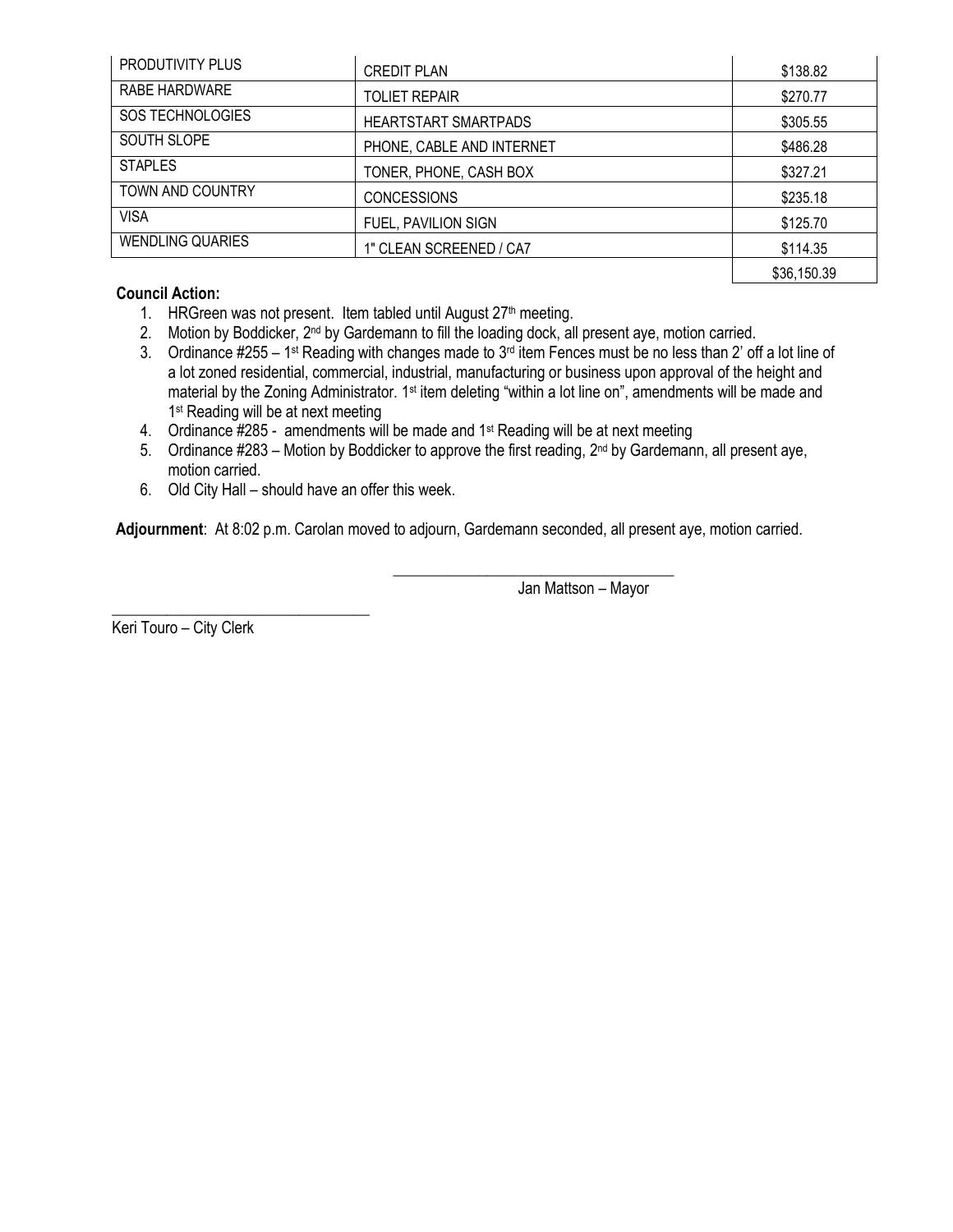| | | |
|---|---|---|
| PRODUTIVITY PLUS | CREDIT PLAN | $138.82 |
| RABE HARDWARE | TOLIET REPAIR | $270.77 |
| SOS TECHNOLOGIES | HEARTSTART SMARTPADS | $305.55 |
| SOUTH SLOPE | PHONE, CABLE AND INTERNET | $486.28 |
| STAPLES | TONER, PHONE, CASH BOX | $327.21 |
| TOWN AND COUNTRY | CONCESSIONS | $235.18 |
| VISA | FUEL, PAVILION SIGN | $125.70 |
| WENDLING QUARIES | 1" CLEAN SCREENED / CA7 | $114.35 |
| | | $36,150.39 |

**Council Action:**

1. HRGreen was not present. Item tabled until August 27th meeting.
2. Motion by Boddicker, 2nd by Gardemann to fill the loading dock, all present aye, motion carried.
3. Ordinance #255 – 1st Reading with changes made to 3rd item Fences must be no less than 2' off a lot line of a lot zoned residential, commercial, industrial, manufacturing or business upon approval of the height and material by the Zoning Administrator. 1st item deleting "within a lot line on", amendments will be made and 1st Reading will be at next meeting
4. Ordinance #285 - amendments will be made and 1st Reading will be at next meeting
5. Ordinance #283 – Motion by Boddicker to approve the first reading, 2nd by Gardemann, all present aye, motion carried.
6. Old City Hall – should have an offer this week.

**Adjournment**: At 8:02 p.m. Carolan moved to adjourn, Gardemann seconded, all present aye, motion carried.

\_\_\_\_\_\_\_\_\_\_\_\_\_\_\_\_\_\_\_\_\_\_\_\_\_\_\_\_\_\_\_\_\_\_\_\_
Jan Mattson – Mayor

\_\_\_\_\_\_\_\_\_\_\_\_\_\_\_\_\_\_\_\_\_\_\_\_\_\_\_\_\_\_\_\_\_\_\_\_
Keri Touro – City Clerk